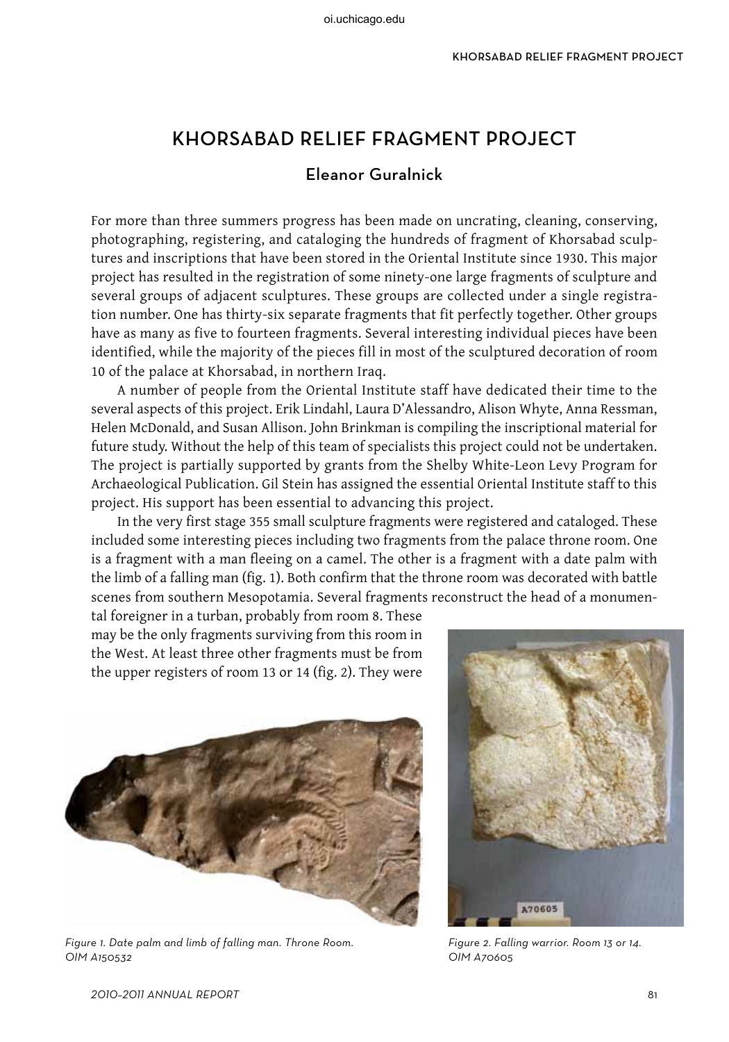# KHORSABAD RELIEF FRAGMENT PROJECT

## Eleanor Guralnick

For more than three summers progress has been made on uncrating, cleaning, conserving, photographing, registering, and cataloging the hundreds of fragment of Khorsabad sculptures and inscriptions that have been stored in the Oriental Institute since 1930. This major project has resulted in the registration of some ninety-one large fragments of sculpture and several groups of adjacent sculptures. These groups are collected under a single registration number. One has thirty-six separate fragments that fit perfectly together. Other groups have as many as five to fourteen fragments. Several interesting individual pieces have been identified, while the majority of the pieces fill in most of the sculptured decoration of room 10 of the palace at Khorsabad, in northern Iraq.

A number of people from the Oriental Institute staff have dedicated their time to the several aspects of this project. Erik Lindahl, Laura D'Alessandro, Alison Whyte, Anna Ressman, Helen McDonald, and Susan Allison. John Brinkman is compiling the inscriptional material for future study. Without the help of this team of specialists this project could not be undertaken. The project is partially supported by grants from the Shelby White-Leon Levy Program for Archaeological Publication. Gil Stein has assigned the essential Oriental Institute staff to this project. His support has been essential to advancing this project.

In the very first stage 355 small sculpture fragments were registered and cataloged. These included some interesting pieces including two fragments from the palace throne room. One is a fragment with a man fleeing on a camel. The other is a fragment with a date palm with the limb of a falling man (fig. 1). Both confirm that the throne room was decorated with battle scenes from southern Mesopotamia. Several fragments reconstruct the head of a monumental foreigner in a turban, probably from room 8. These may be the only fragments surviving from this room in the West. At least three other fragments must be from the upper registers of room 13 or 14 (fig. 2). They were

*Figure 1. Date palm and limb of falling man. Throne Room. OIM A150532*

*Figure 2. Falling warrior. Room 13 or 14. OIM A70605*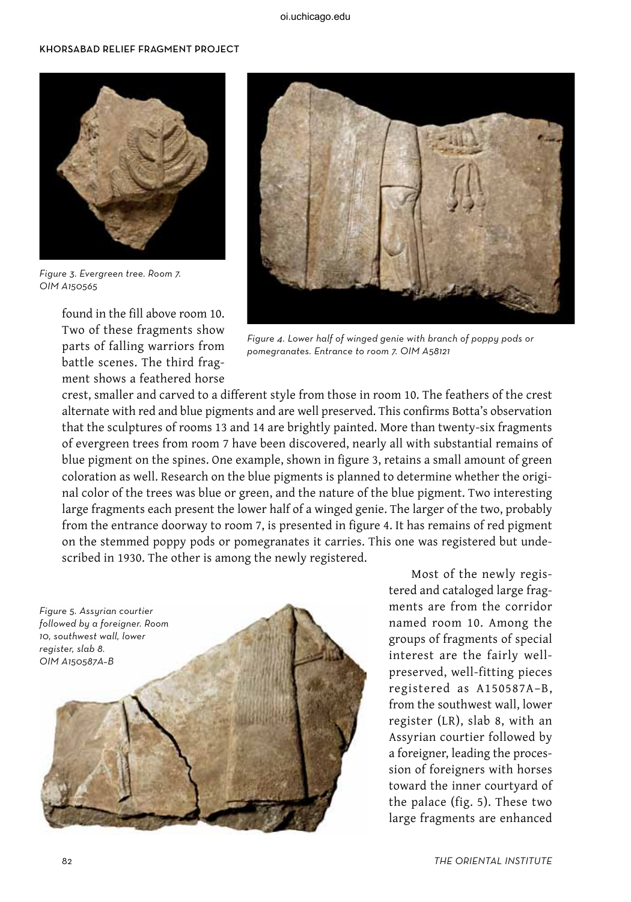*Figure 3. Evergreen tree. Room 7. OIM A150565*

*Figure 4. Lower half of winged genie with branch of poppy pods or pomegranates. Entrance to room 7. OIM A58121*

found in the fill above room 10. Two of these fragments show parts of falling warriors from battle scenes. The third fragment shows a feathered horse crest, smaller and carved to a different style from those in room 10. The feathers of the crest alternate with red and blue pigments and are well preserved. This confirms Botta's observation that the sculptures of rooms 13 and 14 are brightly painted. More than twenty-six fragments of evergreen trees from room 7 have been discovered, nearly all with substantial remains of blue pigment on the spines. One example, shown in figure 3, retains a small amount of green coloration as well. Research on the blue pigments is planned to determine whether the original color of the trees was blue or green, and the nature of the blue pigment. Two interesting large fragments each present the lower half of a winged genie. The larger of the two, probably from the entrance doorway to room 7, is presented in figure 4. It has remains of red pigment on the stemmed poppy pods or pomegranates it carries. This one was registered but undescribed in 1930. The other is among the newly registered.

*Figure 5. Assyrian courtier followed by a foreigner. Room 10, southwest wall, lower register, slab 8. OIM A150587A–B*

Most of the newly registered and cataloged large fragments are from the corridor named room 10. Among the groups of fragments of special interest are the fairly well-preserved, well-fitting pieces registered as A150587A–B, from the southwest wall, lower register (LR), slab 8, with an Assyrian courtier followed by a foreigner, leading the procession of foreigners with horses toward the inner courtyard of the palace (fig. 5). These two large fragments are enhanced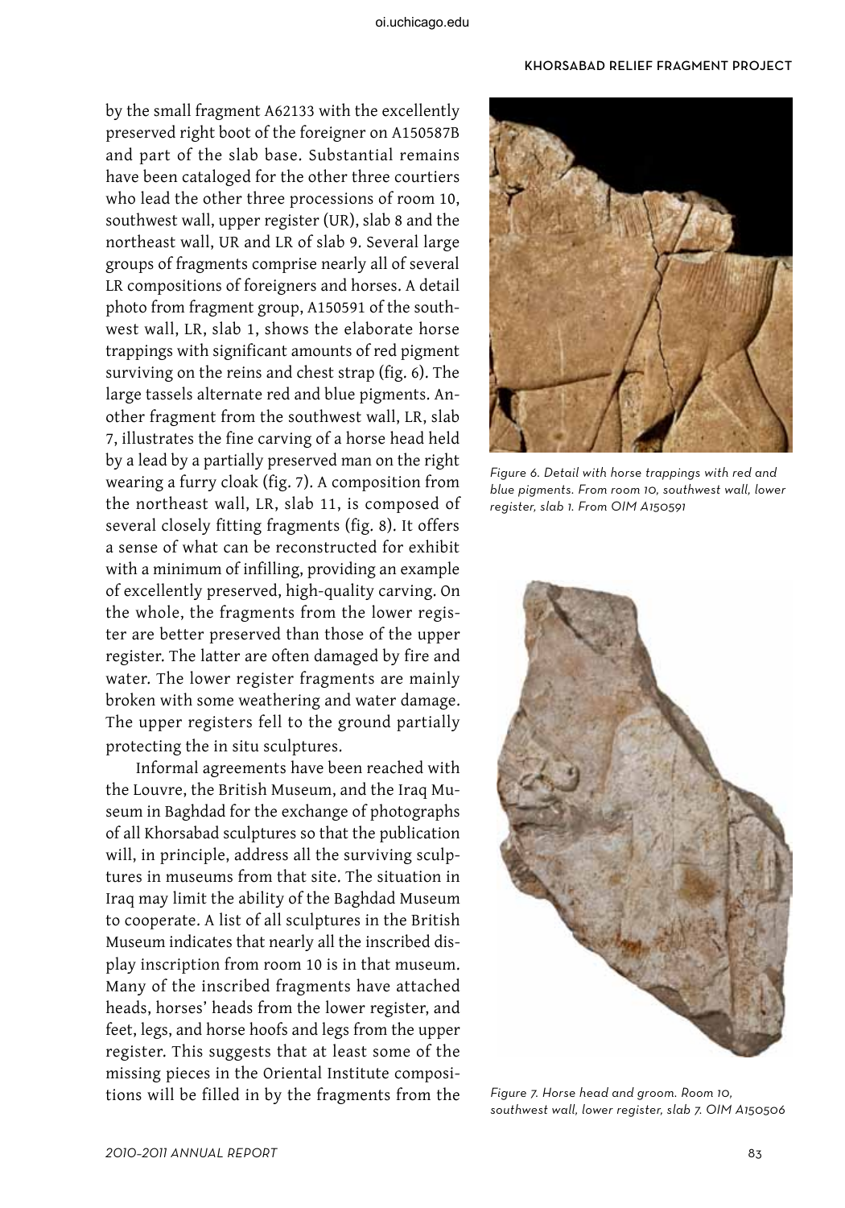by the small fragment A62133 with the excellently preserved right boot of the foreigner on A150587B and part of the slab base. Substantial remains have been cataloged for the other three courtiers who lead the other three processions of room 10, southwest wall, upper register (UR), slab 8 and the northeast wall, UR and LR of slab 9. Several large groups of fragments comprise nearly all of several LR compositions of foreigners and horses. A detail photo from fragment group, A150591 of the southwest wall, LR, slab 1, shows the elaborate horse trappings with significant amounts of red pigment surviving on the reins and chest strap (fig. 6). The large tassels alternate red and blue pigments. Another fragment from the southwest wall, LR, slab 7, illustrates the fine carving of a horse head held by a lead by a partially preserved man on the right wearing a furry cloak (fig. 7). A composition from the northeast wall, LR, slab 11, is composed of several closely fitting fragments (fig. 8). It offers a sense of what can be reconstructed for exhibit with a minimum of infilling, providing an example of excellently preserved, high-quality carving. On the whole, the fragments from the lower register are better preserved than those of the upper register. The latter are often damaged by fire and water. The lower register fragments are mainly broken with some weathering and water damage. The upper registers fell to the ground partially protecting the in situ sculptures.

Informal agreements have been reached with the Louvre, the British Museum, and the Iraq Museum in Baghdad for the exchange of photographs of all Khorsabad sculptures so that the publication will, in principle, address all the surviving sculptures in museums from that site. The situation in Iraq may limit the ability of the Baghdad Museum to cooperate. A list of all sculptures in the British Museum indicates that nearly all the inscribed display inscription from room 10 is in that museum. Many of the inscribed fragments have attached heads, horses' heads from the lower register, and feet, legs, and horse hoofs and legs from the upper register. This suggests that at least some of the missing pieces in the Oriental Institute compositions will be filled in by the fragments from the

*Figure 6. Detail with horse trappings with red and blue pigments. From room 10, southwest wall, lower register, slab 1. From OIM A150591*

*Figure 7. Horse head and groom. Room 10, southwest wall, lower register, slab 7. OIM A150506*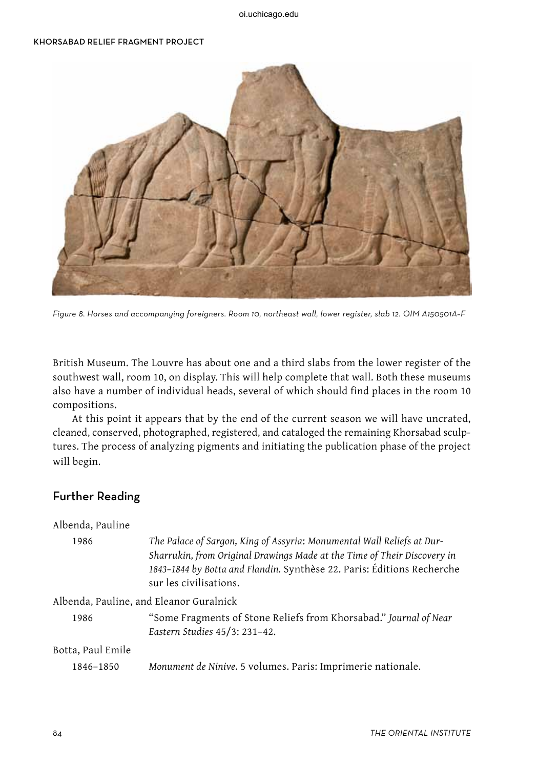Figure 8. Horses and accompanying foreigners. Room 10, northeast wall, lower register, slab 12. OIM A150501A–F

British Museum. The Louvre has about one and a third slabs from the lower register of the southwest wall, room 10, on display. This will help complete that wall. Both these museums also have a number of individual heads, several of which should find places in the room 10 compositions.

At this point it appears that by the end of the current season we will have uncrated, cleaned, conserved, photographed, registered, and cataloged the remaining Khorsabad sculptures. The process of analyzing pigments and initiating the publication phase of the project will begin.

## Further Reading

Albenda, Pauline

1986 — *The Palace of Sargon, King of Assyria: Monumental Wall Reliefs at Dur-Sharrukin, from Original Drawings Made at the Time of Their Discovery in 1843–1844 by Botta and Flandin.* Synthèse 22. Paris: Éditions Recherche sur les civilisations.

Albenda, Pauline, and Eleanor Guralnick

1986 — "Some Fragments of Stone Reliefs from Khorsabad." *Journal of Near Eastern Studies* 45/3: 231–42.

Botta, Paul Emile

1846–1850 — *Monument de Ninive.* 5 volumes. Paris: Imprimerie nationale.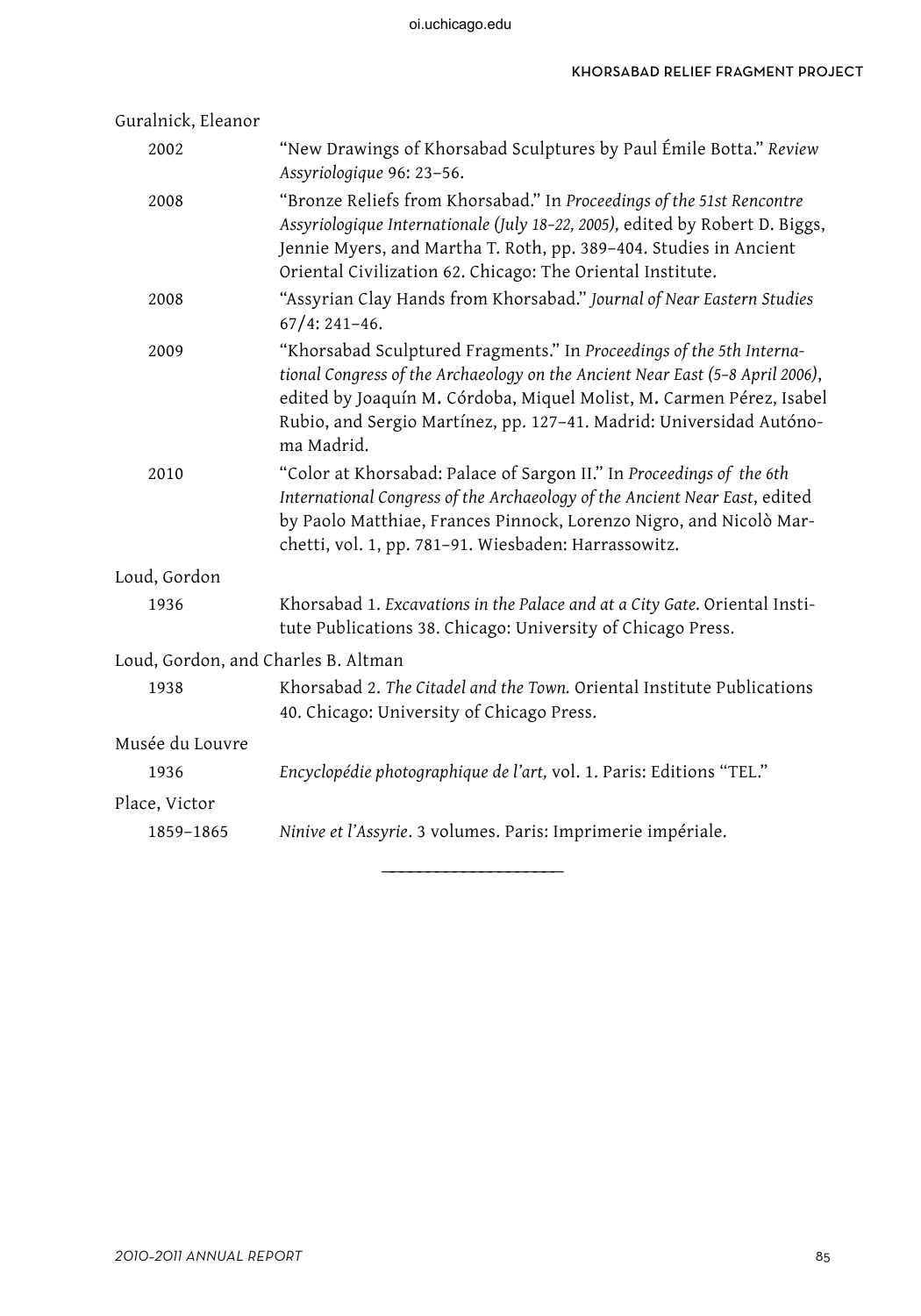Guralnick, Eleanor

2002 "New Drawings of Khorsabad Sculptures by Paul Émile Botta." *Review Assyriologique* 96: 23–56.

2008 "Bronze Reliefs from Khorsabad." In *Proceedings of the 51st Rencontre Assyriologique Internationale (July 18–22, 2005),* edited by Robert D. Biggs, Jennie Myers, and Martha T. Roth, pp. 389–404. Studies in Ancient Oriental Civilization 62. Chicago: The Oriental Institute.

2008 "Assyrian Clay Hands from Khorsabad." *Journal of Near Eastern Studies* 67/4: 241–46.

2009 "Khorsabad Sculptured Fragments." In *Proceedings of the 5th International Congress of the Archaeology on the Ancient Near East (5–8 April 2006)*, edited by Joaquín M. Córdoba, Miquel Molist, M. Carmen Pérez, Isabel Rubio, and Sergio Martínez, pp. 127–41. Madrid: Universidad Autónoma Madrid.

2010 "Color at Khorsabad: Palace of Sargon II." In *Proceedings of the 6th International Congress of the Archaeology of the Ancient Near East*, edited by Paolo Matthiae, Frances Pinnock, Lorenzo Nigro, and Nicolò Marchetti, vol. 1, pp. 781–91. Wiesbaden: Harrassowitz.

Loud, Gordon

1936 Khorsabad 1. *Excavations in the Palace and at a City Gate.* Oriental Institute Publications 38. Chicago: University of Chicago Press.

Loud, Gordon, and Charles B. Altman

1938 Khorsabad 2. *The Citadel and the Town.* Oriental Institute Publications 40. Chicago: University of Chicago Press.

Musée du Louvre

1936 *Encyclopédie photographique de l'art,* vol. 1. Paris: Editions "TEL."

Place, Victor

1859–1865 *Ninive et l'Assyrie*. 3 volumes. Paris: Imprimerie impériale.

---